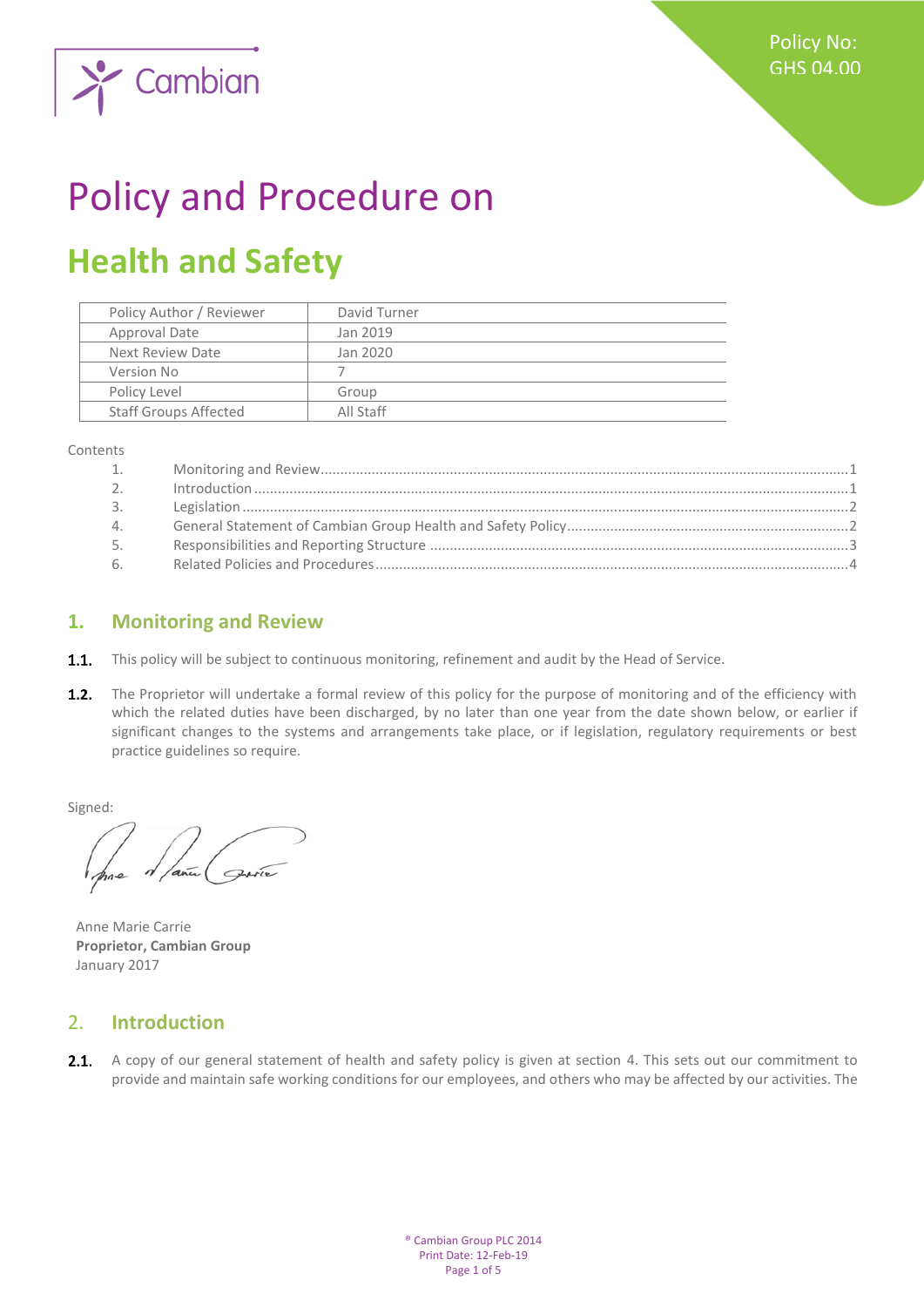Policy No: GHS 04.00

# Policy and Procedure on

# Health and Safety

| Policy Author / Reviewer | David Turner |
|---|---|
| Approval Date | Jan 2019 |
| Next Review Date | Jan 2020 |
| Version No | 7 |
| Policy Level | Group |
| Staff Groups Affected | All Staff |

Contents

1. Monitoring and Review ..... 1
2. Introduction ..... 1
3. Legislation ..... 2
4. General Statement of Cambian Group Health and Safety Policy ..... 2
5. Responsibilities and Reporting Structure ..... 3
6. Related Policies and Procedures ..... 4

## 1. Monitoring and Review

**1.1.** This policy will be subject to continuous monitoring, refinement and audit by the Head of Service.

**1.2.** The Proprietor will undertake a formal review of this policy for the purpose of monitoring and of the efficiency with which the related duties have been discharged, by no later than one year from the date shown below, or earlier if significant changes to the systems and arrangements take place, or if legislation, regulatory requirements or best practice guidelines so require.

Signed:

Anne Marie Carrie
**Proprietor, Cambian Group**
January 2017

## 2. Introduction

**2.1.** A copy of our general statement of health and safety policy is given at section 4. This sets out our commitment to provide and maintain safe working conditions for our employees, and others who may be affected by our activities. The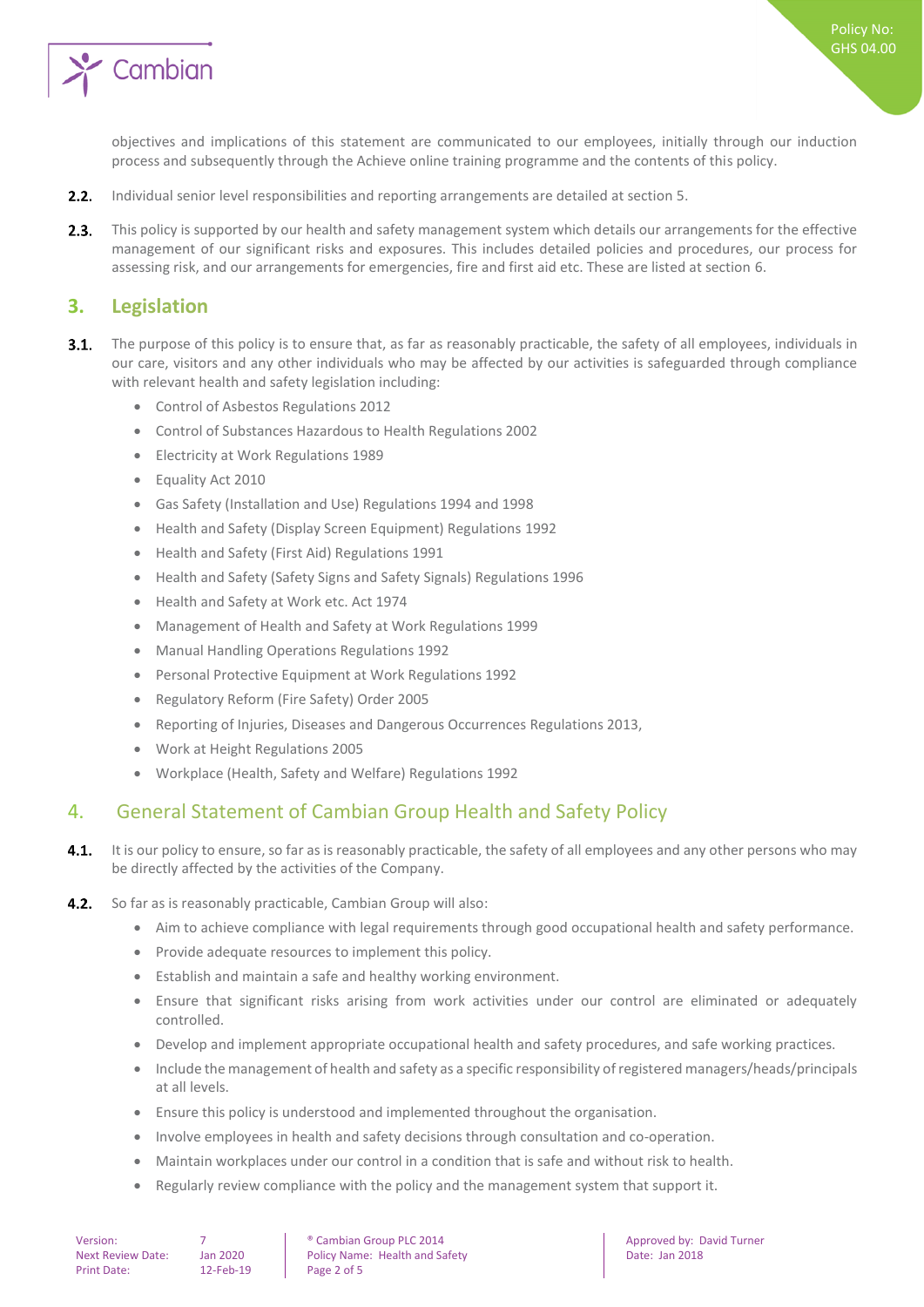objectives and implications of this statement are communicated to our employees, initially through our induction process and subsequently through the Achieve online training programme and the contents of this policy.

**2.2.** Individual senior level responsibilities and reporting arrangements are detailed at section 5.

**2.3.** This policy is supported by our health and safety management system which details our arrangements for the effective management of our significant risks and exposures. This includes detailed policies and procedures, our process for assessing risk, and our arrangements for emergencies, fire and first aid etc. These are listed at section 6.

## 3. Legislation

**3.1.** The purpose of this policy is to ensure that, as far as reasonably practicable, the safety of all employees, individuals in our care, visitors and any other individuals who may be affected by our activities is safeguarded through compliance with relevant health and safety legislation including:

- Control of Asbestos Regulations 2012
- Control of Substances Hazardous to Health Regulations 2002
- Electricity at Work Regulations 1989
- Equality Act 2010
- Gas Safety (Installation and Use) Regulations 1994 and 1998
- Health and Safety (Display Screen Equipment) Regulations 1992
- Health and Safety (First Aid) Regulations 1991
- Health and Safety (Safety Signs and Safety Signals) Regulations 1996
- Health and Safety at Work etc. Act 1974
- Management of Health and Safety at Work Regulations 1999
- Manual Handling Operations Regulations 1992
- Personal Protective Equipment at Work Regulations 1992
- Regulatory Reform (Fire Safety) Order 2005
- Reporting of Injuries, Diseases and Dangerous Occurrences Regulations 2013,
- Work at Height Regulations 2005
- Workplace (Health, Safety and Welfare) Regulations 1992

## 4. General Statement of Cambian Group Health and Safety Policy

**4.1.** It is our policy to ensure, so far as is reasonably practicable, the safety of all employees and any other persons who may be directly affected by the activities of the Company.

**4.2.** So far as is reasonably practicable, Cambian Group will also:

- Aim to achieve compliance with legal requirements through good occupational health and safety performance.
- Provide adequate resources to implement this policy.
- Establish and maintain a safe and healthy working environment.
- Ensure that significant risks arising from work activities under our control are eliminated or adequately controlled.
- Develop and implement appropriate occupational health and safety procedures, and safe working practices.
- Include the management of health and safety as a specific responsibility of registered managers/heads/principals at all levels.
- Ensure this policy is understood and implemented throughout the organisation.
- Involve employees in health and safety decisions through consultation and co-operation.
- Maintain workplaces under our control in a condition that is safe and without risk to health.
- Regularly review compliance with the policy and the management system that support it.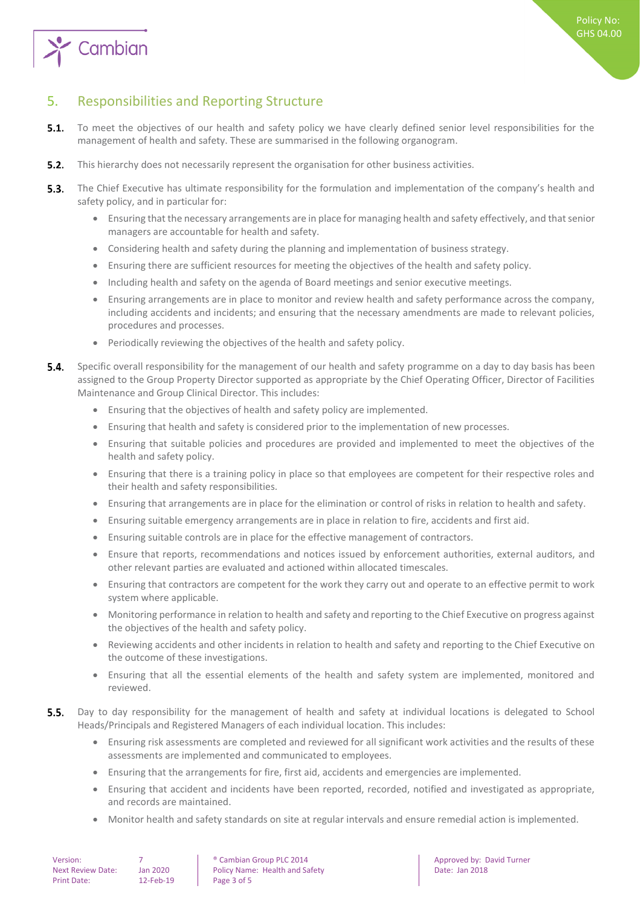## 5. Responsibilities and Reporting Structure

**5.1.** To meet the objectives of our health and safety policy we have clearly defined senior level responsibilities for the management of health and safety. These are summarised in the following organogram.

**5.2.** This hierarchy does not necessarily represent the organisation for other business activities.

**5.3.** The Chief Executive has ultimate responsibility for the formulation and implementation of the company's health and safety policy, and in particular for:

- Ensuring that the necessary arrangements are in place for managing health and safety effectively, and that senior managers are accountable for health and safety.
- Considering health and safety during the planning and implementation of business strategy.
- Ensuring there are sufficient resources for meeting the objectives of the health and safety policy.
- Including health and safety on the agenda of Board meetings and senior executive meetings.
- Ensuring arrangements are in place to monitor and review health and safety performance across the company, including accidents and incidents; and ensuring that the necessary amendments are made to relevant policies, procedures and processes.
- Periodically reviewing the objectives of the health and safety policy.

**5.4.** Specific overall responsibility for the management of our health and safety programme on a day to day basis has been assigned to the Group Property Director supported as appropriate by the Chief Operating Officer, Director of Facilities Maintenance and Group Clinical Director. This includes:

- Ensuring that the objectives of health and safety policy are implemented.
- Ensuring that health and safety is considered prior to the implementation of new processes.
- Ensuring that suitable policies and procedures are provided and implemented to meet the objectives of the health and safety policy.
- Ensuring that there is a training policy in place so that employees are competent for their respective roles and their health and safety responsibilities.
- Ensuring that arrangements are in place for the elimination or control of risks in relation to health and safety.
- Ensuring suitable emergency arrangements are in place in relation to fire, accidents and first aid.
- Ensuring suitable controls are in place for the effective management of contractors.
- Ensure that reports, recommendations and notices issued by enforcement authorities, external auditors, and other relevant parties are evaluated and actioned within allocated timescales.
- Ensuring that contractors are competent for the work they carry out and operate to an effective permit to work system where applicable.
- Monitoring performance in relation to health and safety and reporting to the Chief Executive on progress against the objectives of the health and safety policy.
- Reviewing accidents and other incidents in relation to health and safety and reporting to the Chief Executive on the outcome of these investigations.
- Ensuring that all the essential elements of the health and safety system are implemented, monitored and reviewed.

**5.5.** Day to day responsibility for the management of health and safety at individual locations is delegated to School Heads/Principals and Registered Managers of each individual location. This includes:

- Ensuring risk assessments are completed and reviewed for all significant work activities and the results of these assessments are implemented and communicated to employees.
- Ensuring that the arrangements for fire, first aid, accidents and emergencies are implemented.
- Ensuring that accident and incidents have been reported, recorded, notified and investigated as appropriate, and records are maintained.
- Monitor health and safety standards on site at regular intervals and ensure remedial action is implemented.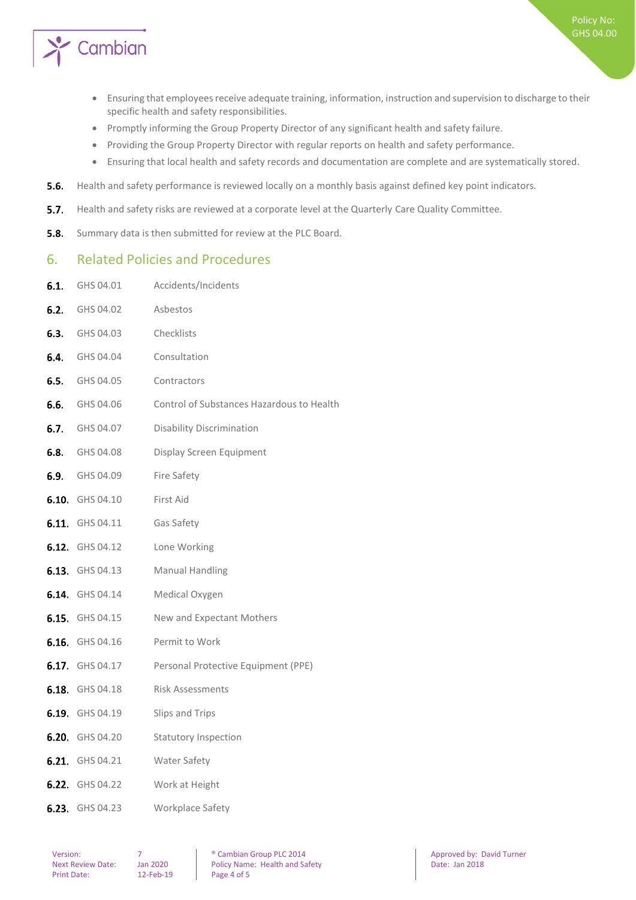- Ensuring that employees receive adequate training, information, instruction and supervision to discharge to their specific health and safety responsibilities.
- Promptly informing the Group Property Director of any significant health and safety failure.
- Providing the Group Property Director with regular reports on health and safety performance.
- Ensuring that local health and safety records and documentation are complete and are systematically stored.

**5.6.** Health and safety performance is reviewed locally on a monthly basis against defined key point indicators.

**5.7.** Health and safety risks are reviewed at a corporate level at the Quarterly Care Quality Committee.

**5.8.** Summary data is then submitted for review at the PLC Board.

## 6. Related Policies and Procedures

**6.1.** GHS 04.01 Accidents/Incidents

**6.2.** GHS 04.02 Asbestos

**6.3.** GHS 04.03 Checklists

**6.4.** GHS 04.04 Consultation

**6.5.** GHS 04.05 Contractors

**6.6.** GHS 04.06 Control of Substances Hazardous to Health

**6.7.** GHS 04.07 Disability Discrimination

**6.8.** GHS 04.08 Display Screen Equipment

**6.9.** GHS 04.09 Fire Safety

**6.10.** GHS 04.10 First Aid

**6.11.** GHS 04.11 Gas Safety

**6.12.** GHS 04.12 Lone Working

**6.13.** GHS 04.13 Manual Handling

**6.14.** GHS 04.14 Medical Oxygen

**6.15.** GHS 04.15 New and Expectant Mothers

**6.16.** GHS 04.16 Permit to Work

**6.17.** GHS 04.17 Personal Protective Equipment (PPE)

**6.18.** GHS 04.18 Risk Assessments

**6.19.** GHS 04.19 Slips and Trips

**6.20.** GHS 04.20 Statutory Inspection

**6.21.** GHS 04.21 Water Safety

**6.22.** GHS 04.22 Work at Height

**6.23.** GHS 04.23 Workplace Safety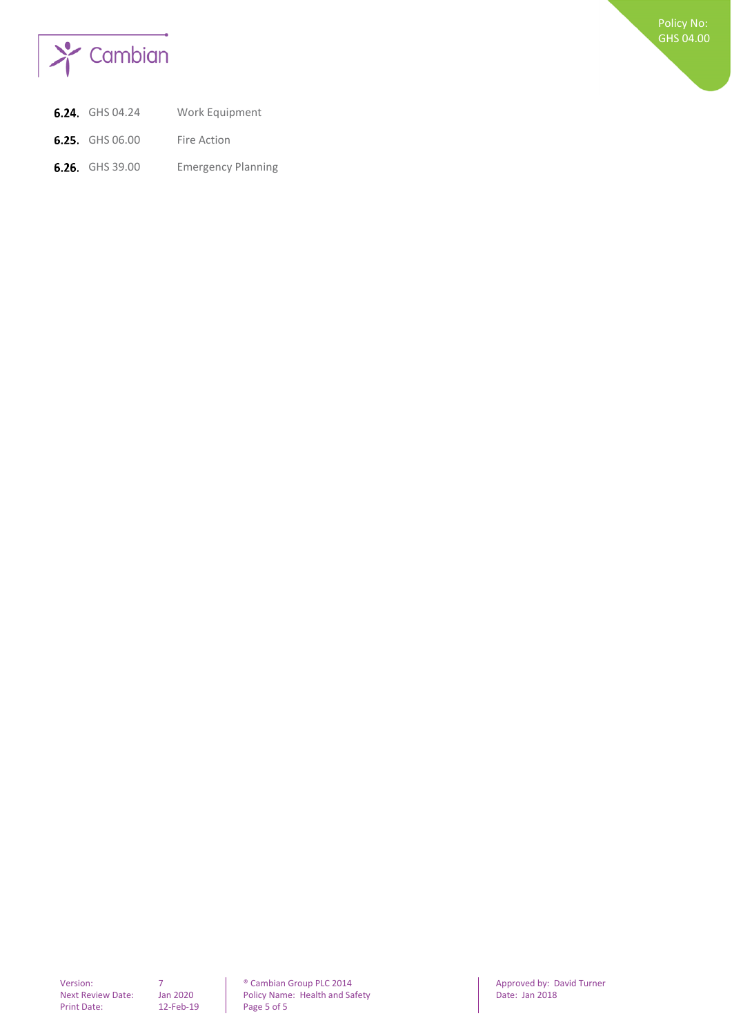**6.24.** GHS 04.24 Work Equipment

**6.25.** GHS 06.00 Fire Action

**6.26.** GHS 39.00 Emergency Planning